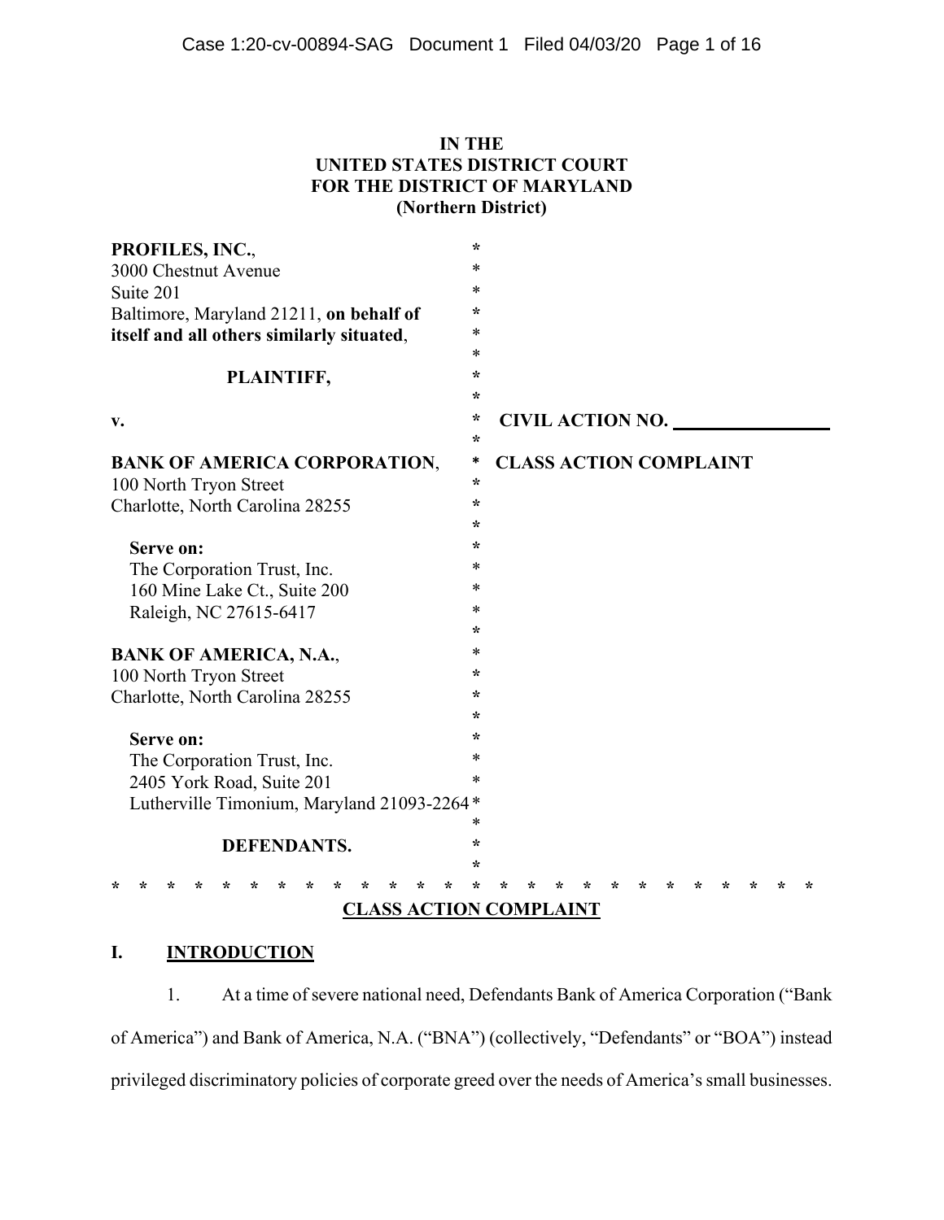**IN THE**
**UNITED STATES DISTRICT COURT**
**FOR THE DISTRICT OF MARYLAND**
**(Northern District)**

| | |
|---|---|
| **PROFILES, INC.**,<br>3000 Chestnut Avenue<br>Suite 201<br>Baltimore, Maryland 21211, **on behalf of itself and all others similarly situated**,<br><br>**PLAINTIFF,** | |
| **v.** | **CIVIL ACTION NO. ________________** |
| **BANK OF AMERICA CORPORATION**,<br>100 North Tryon Street<br>Charlotte, North Carolina 28255<br><br>**Serve on:**<br>The Corporation Trust, Inc.<br>160 Mine Lake Ct., Suite 200<br>Raleigh, NC 27615-6417<br><br>**BANK OF AMERICA, N.A.**,<br>100 North Tryon Street<br>Charlotte, North Carolina 28255<br><br>**Serve on:**<br>The Corporation Trust, Inc.<br>2405 York Road, Suite 201<br>Lutherville Timonium, Maryland 21093-2264<br><br>**DEFENDANTS.** | **CLASS ACTION COMPLAINT** |

* * * * * * * * * * * * * * * * * * * * * * * * * * * * * * *

**CLASS ACTION COMPLAINT**

## I. INTRODUCTION

1. At a time of severe national need, Defendants Bank of America Corporation ("Bank of America") and Bank of America, N.A. ("BNA") (collectively, "Defendants" or "BOA") instead privileged discriminatory policies of corporate greed over the needs of America's small businesses.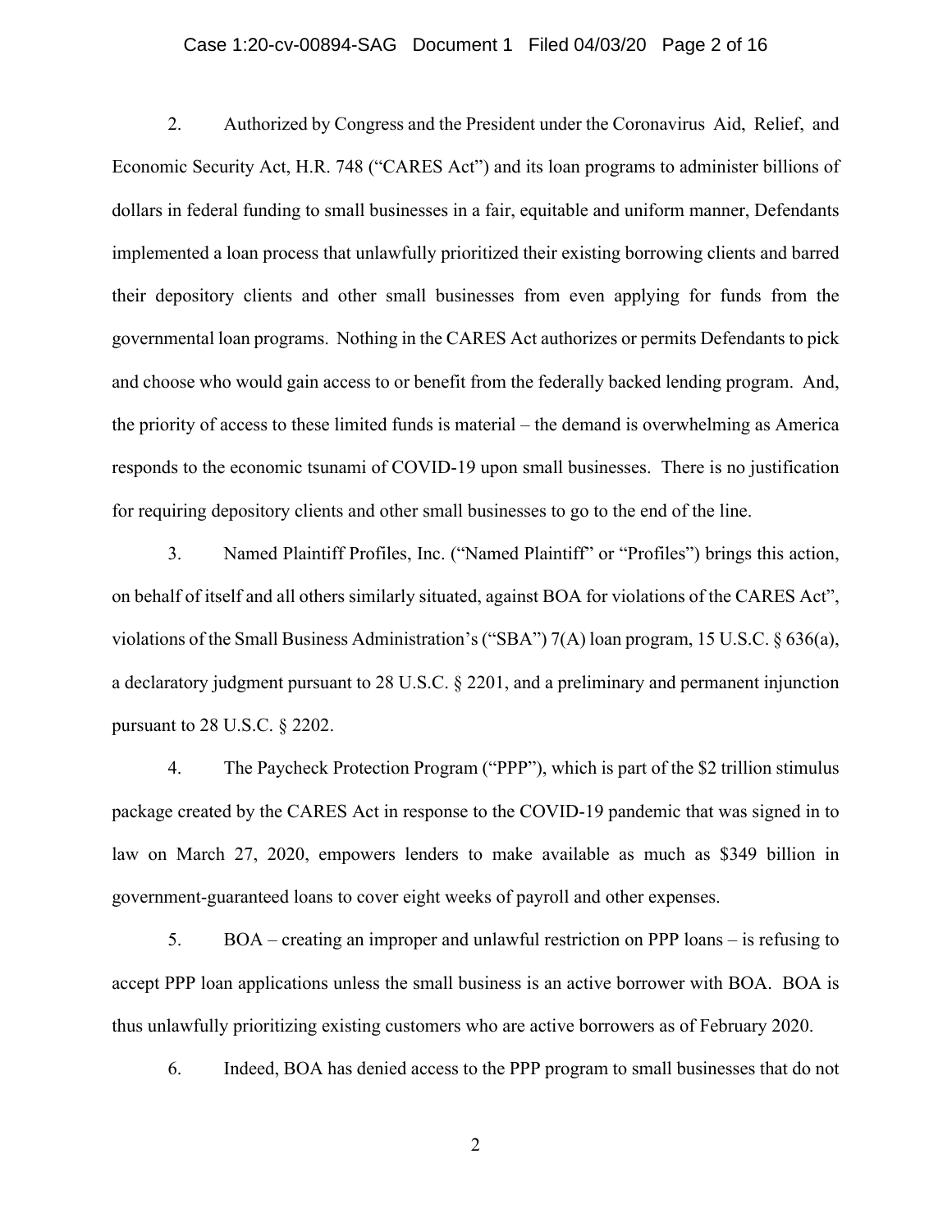2. Authorized by Congress and the President under the Coronavirus Aid, Relief, and Economic Security Act, H.R. 748 ("CARES Act") and its loan programs to administer billions of dollars in federal funding to small businesses in a fair, equitable and uniform manner, Defendants implemented a loan process that unlawfully prioritized their existing borrowing clients and barred their depository clients and other small businesses from even applying for funds from the governmental loan programs. Nothing in the CARES Act authorizes or permits Defendants to pick and choose who would gain access to or benefit from the federally backed lending program. And, the priority of access to these limited funds is material – the demand is overwhelming as America responds to the economic tsunami of COVID-19 upon small businesses. There is no justification for requiring depository clients and other small businesses to go to the end of the line.

3. Named Plaintiff Profiles, Inc. ("Named Plaintiff" or "Profiles") brings this action, on behalf of itself and all others similarly situated, against BOA for violations of the CARES Act", violations of the Small Business Administration's ("SBA") 7(A) loan program, 15 U.S.C. § 636(a), a declaratory judgment pursuant to 28 U.S.C. § 2201, and a preliminary and permanent injunction pursuant to 28 U.S.C. § 2202.

4. The Paycheck Protection Program ("PPP"), which is part of the $2 trillion stimulus package created by the CARES Act in response to the COVID-19 pandemic that was signed in to law on March 27, 2020, empowers lenders to make available as much as $349 billion in government-guaranteed loans to cover eight weeks of payroll and other expenses.

5. BOA – creating an improper and unlawful restriction on PPP loans – is refusing to accept PPP loan applications unless the small business is an active borrower with BOA. BOA is thus unlawfully prioritizing existing customers who are active borrowers as of February 2020.

6. Indeed, BOA has denied access to the PPP program to small businesses that do not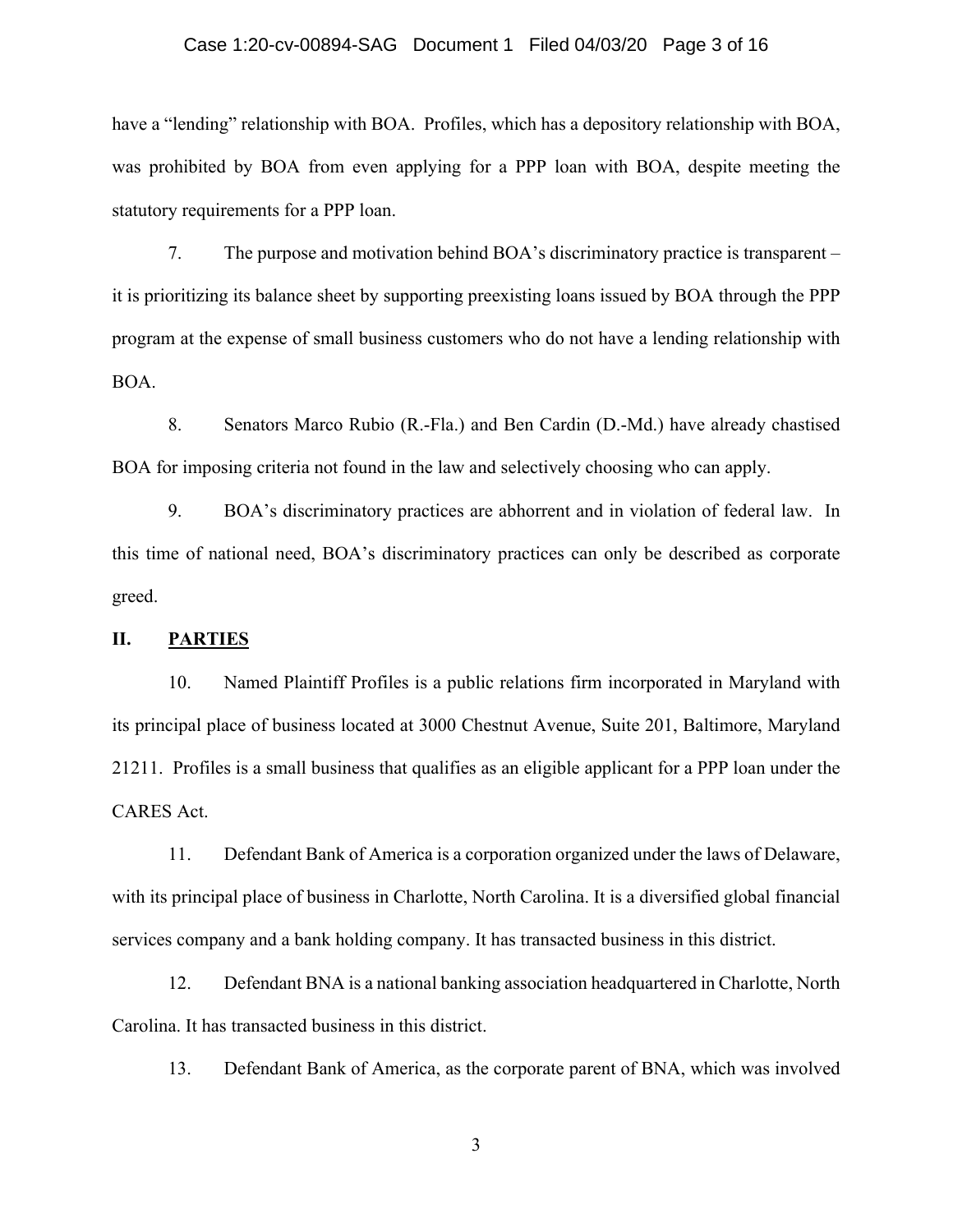have a "lending" relationship with BOA. Profiles, which has a depository relationship with BOA, was prohibited by BOA from even applying for a PPP loan with BOA, despite meeting the statutory requirements for a PPP loan.

7. The purpose and motivation behind BOA's discriminatory practice is transparent – it is prioritizing its balance sheet by supporting preexisting loans issued by BOA through the PPP program at the expense of small business customers who do not have a lending relationship with BOA.

8. Senators Marco Rubio (R.-Fla.) and Ben Cardin (D.-Md.) have already chastised BOA for imposing criteria not found in the law and selectively choosing who can apply.

9. BOA's discriminatory practices are abhorrent and in violation of federal law. In this time of national need, BOA's discriminatory practices can only be described as corporate greed.

## II. PARTIES

10. Named Plaintiff Profiles is a public relations firm incorporated in Maryland with its principal place of business located at 3000 Chestnut Avenue, Suite 201, Baltimore, Maryland 21211. Profiles is a small business that qualifies as an eligible applicant for a PPP loan under the CARES Act.

11. Defendant Bank of America is a corporation organized under the laws of Delaware, with its principal place of business in Charlotte, North Carolina. It is a diversified global financial services company and a bank holding company. It has transacted business in this district.

12. Defendant BNA is a national banking association headquartered in Charlotte, North Carolina. It has transacted business in this district.

13. Defendant Bank of America, as the corporate parent of BNA, which was involved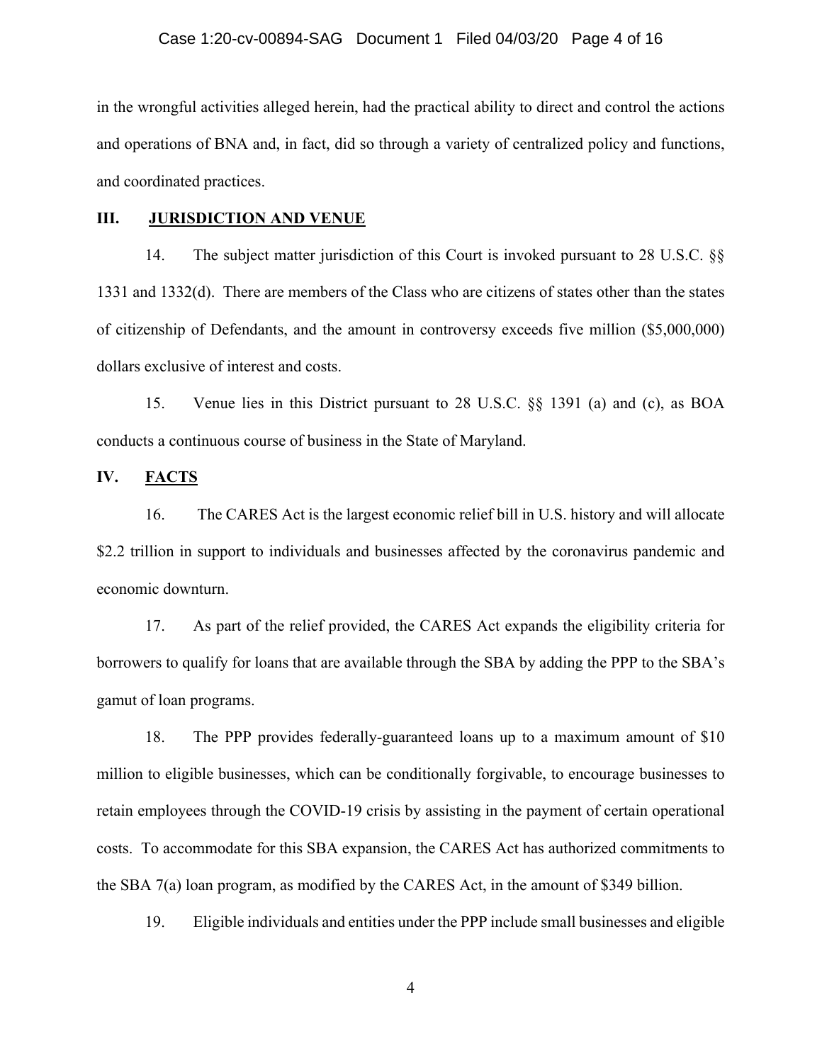in the wrongful activities alleged herein, had the practical ability to direct and control the actions and operations of BNA and, in fact, did so through a variety of centralized policy and functions, and coordinated practices.

## III. JURISDICTION AND VENUE

14. The subject matter jurisdiction of this Court is invoked pursuant to 28 U.S.C. §§ 1331 and 1332(d). There are members of the Class who are citizens of states other than the states of citizenship of Defendants, and the amount in controversy exceeds five million ($5,000,000) dollars exclusive of interest and costs.

15. Venue lies in this District pursuant to 28 U.S.C. §§ 1391 (a) and (c), as BOA conducts a continuous course of business in the State of Maryland.

## IV. FACTS

16. The CARES Act is the largest economic relief bill in U.S. history and will allocate $2.2 trillion in support to individuals and businesses affected by the coronavirus pandemic and economic downturn.

17. As part of the relief provided, the CARES Act expands the eligibility criteria for borrowers to qualify for loans that are available through the SBA by adding the PPP to the SBA's gamut of loan programs.

18. The PPP provides federally-guaranteed loans up to a maximum amount of $10 million to eligible businesses, which can be conditionally forgivable, to encourage businesses to retain employees through the COVID-19 crisis by assisting in the payment of certain operational costs. To accommodate for this SBA expansion, the CARES Act has authorized commitments to the SBA 7(a) loan program, as modified by the CARES Act, in the amount of $349 billion.

19. Eligible individuals and entities under the PPP include small businesses and eligible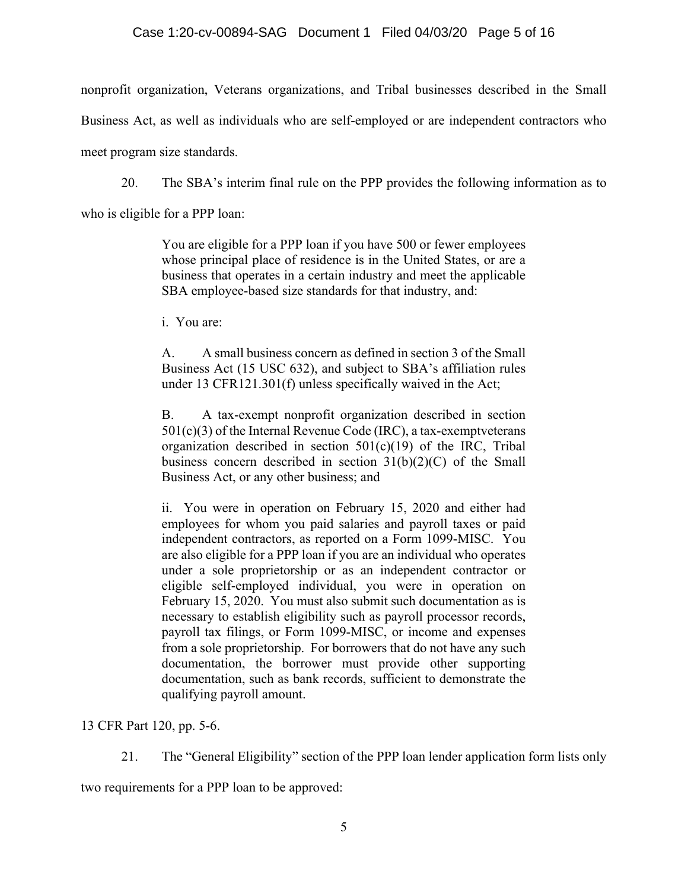nonprofit organization, Veterans organizations, and Tribal businesses described in the Small Business Act, as well as individuals who are self-employed or are independent contractors who meet program size standards.

20. The SBA's interim final rule on the PPP provides the following information as to who is eligible for a PPP loan:

> You are eligible for a PPP loan if you have 500 or fewer employees whose principal place of residence is in the United States, or are a business that operates in a certain industry and meet the applicable SBA employee-based size standards for that industry, and:
>
> i. You are:
>
> A. A small business concern as defined in section 3 of the Small Business Act (15 USC 632), and subject to SBA's affiliation rules under 13 CFR121.301(f) unless specifically waived in the Act;
>
> B. A tax-exempt nonprofit organization described in section 501(c)(3) of the Internal Revenue Code (IRC), a tax-exemptveterans organization described in section 501(c)(19) of the IRC, Tribal business concern described in section 31(b)(2)(C) of the Small Business Act, or any other business; and
>
> ii. You were in operation on February 15, 2020 and either had employees for whom you paid salaries and payroll taxes or paid independent contractors, as reported on a Form 1099-MISC. You are also eligible for a PPP loan if you are an individual who operates under a sole proprietorship or as an independent contractor or eligible self-employed individual, you were in operation on February 15, 2020. You must also submit such documentation as is necessary to establish eligibility such as payroll processor records, payroll tax filings, or Form 1099-MISC, or income and expenses from a sole proprietorship. For borrowers that do not have any such documentation, the borrower must provide other supporting documentation, such as bank records, sufficient to demonstrate the qualifying payroll amount.

13 CFR Part 120, pp. 5-6.

21. The "General Eligibility" section of the PPP loan lender application form lists only two requirements for a PPP loan to be approved: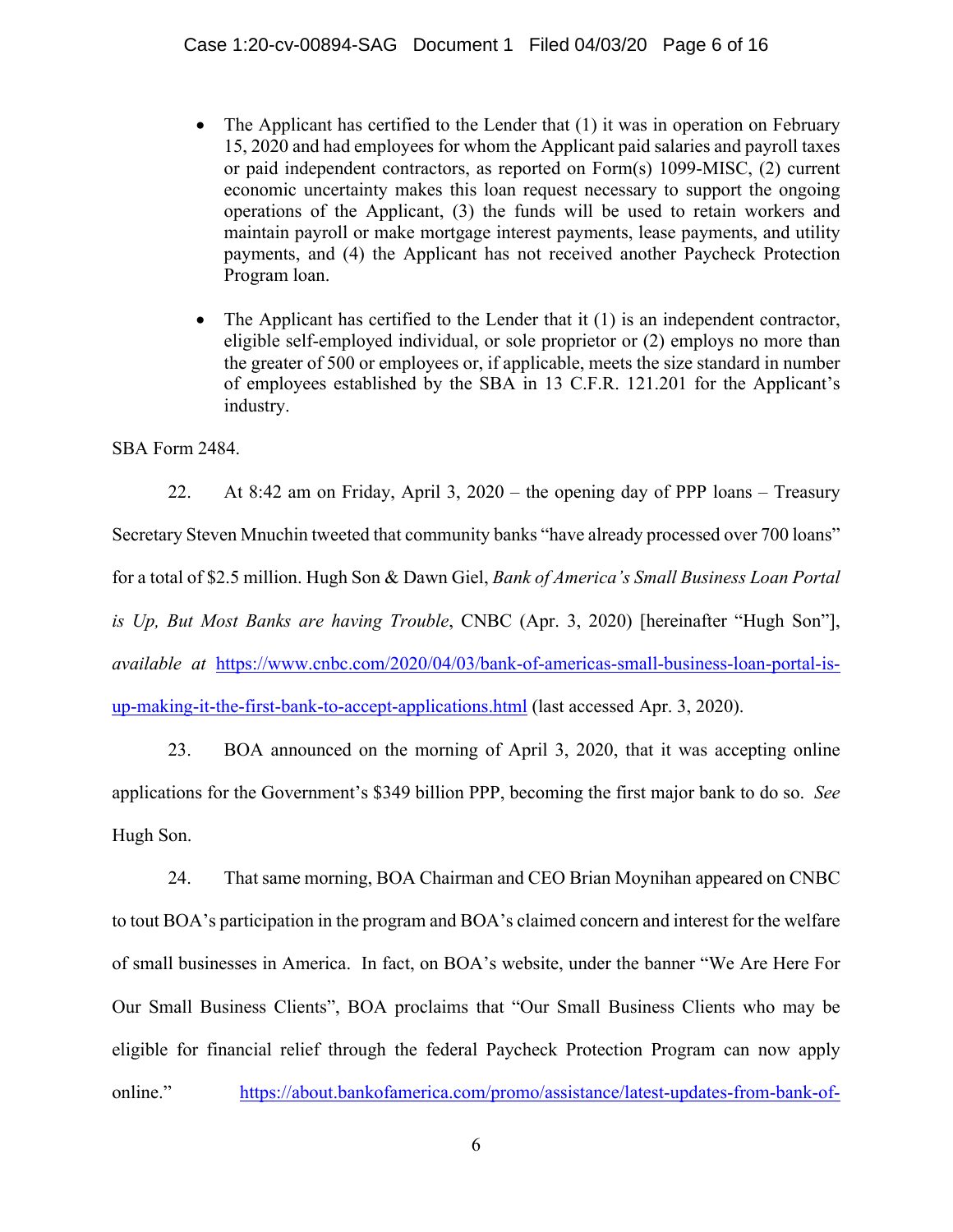- The Applicant has certified to the Lender that (1) it was in operation on February 15, 2020 and had employees for whom the Applicant paid salaries and payroll taxes or paid independent contractors, as reported on Form(s) 1099-MISC, (2) current economic uncertainty makes this loan request necessary to support the ongoing operations of the Applicant, (3) the funds will be used to retain workers and maintain payroll or make mortgage interest payments, lease payments, and utility payments, and (4) the Applicant has not received another Paycheck Protection Program loan.

- The Applicant has certified to the Lender that it (1) is an independent contractor, eligible self-employed individual, or sole proprietor or (2) employs no more than the greater of 500 or employees or, if applicable, meets the size standard in number of employees established by the SBA in 13 C.F.R. 121.201 for the Applicant's industry.

SBA Form 2484.

22. At 8:42 am on Friday, April 3, 2020 – the opening day of PPP loans – Treasury Secretary Steven Mnuchin tweeted that community banks "have already processed over 700 loans" for a total of $2.5 million. Hugh Son & Dawn Giel, *Bank of America's Small Business Loan Portal is Up, But Most Banks are having Trouble*, CNBC (Apr. 3, 2020) [hereinafter "Hugh Son"], *available at* https://www.cnbc.com/2020/04/03/bank-of-americas-small-business-loan-portal-is-up-making-it-the-first-bank-to-accept-applications.html (last accessed Apr. 3, 2020).

23. BOA announced on the morning of April 3, 2020, that it was accepting online applications for the Government's $349 billion PPP, becoming the first major bank to do so. *See* Hugh Son.

24. That same morning, BOA Chairman and CEO Brian Moynihan appeared on CNBC to tout BOA's participation in the program and BOA's claimed concern and interest for the welfare of small businesses in America. In fact, on BOA's website, under the banner "We Are Here For Our Small Business Clients", BOA proclaims that "Our Small Business Clients who may be eligible for financial relief through the federal Paycheck Protection Program can now apply online." https://about.bankofamerica.com/promo/assistance/latest-updates-from-bank-of-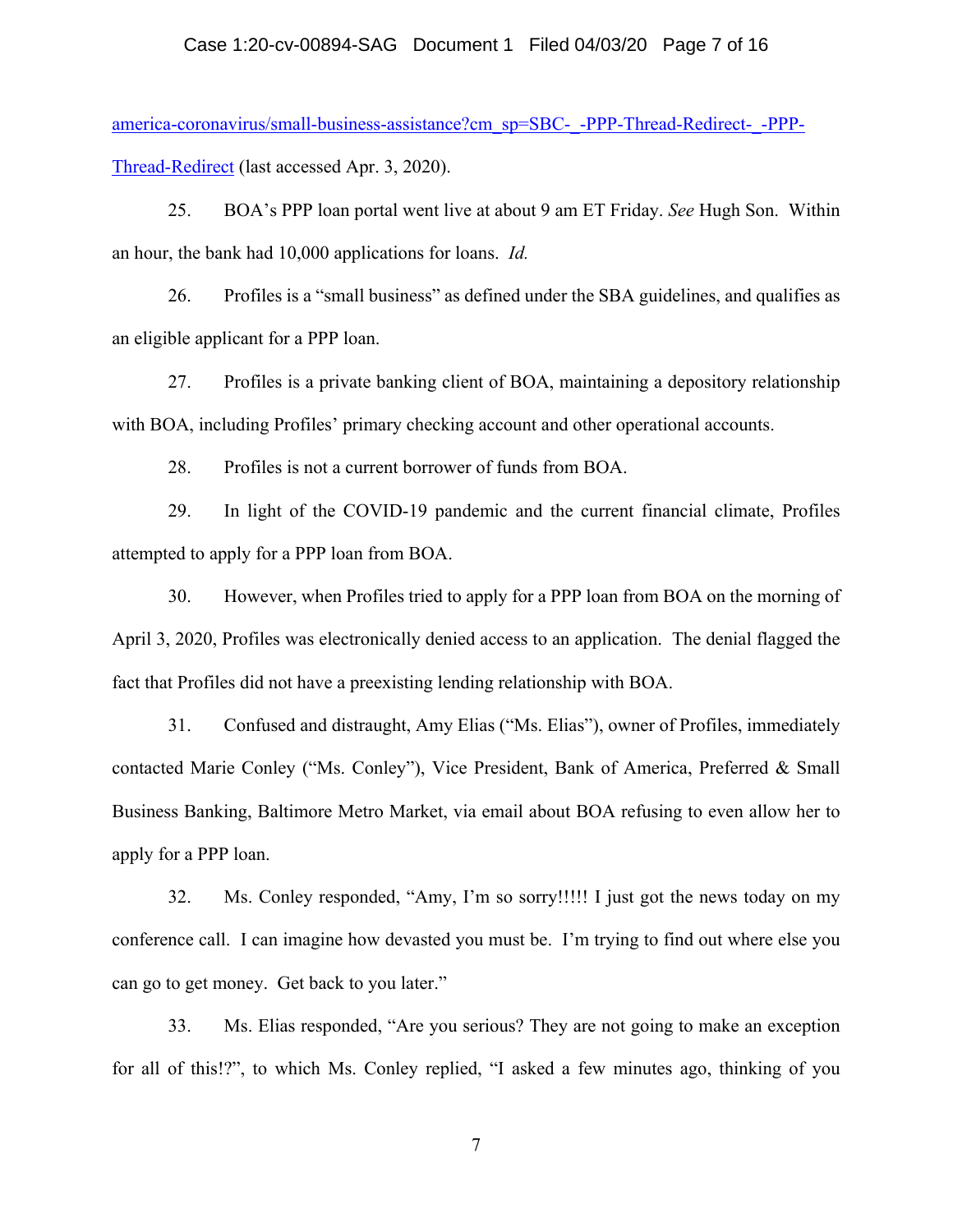[america-coronavirus/small-business-assistance?cm_sp=SBC-_-PPP-Thread-Redirect-_-PPP-Thread-Redirect](america-coronavirus/small-business-assistance?cm_sp=SBC-_-PPP-Thread-Redirect-_-PPP-Thread-Redirect) (last accessed Apr. 3, 2020).

25. BOA's PPP loan portal went live at about 9 am ET Friday. *See* Hugh Son. Within an hour, the bank had 10,000 applications for loans. *Id.*

26. Profiles is a "small business" as defined under the SBA guidelines, and qualifies as an eligible applicant for a PPP loan.

27. Profiles is a private banking client of BOA, maintaining a depository relationship with BOA, including Profiles' primary checking account and other operational accounts.

28. Profiles is not a current borrower of funds from BOA.

29. In light of the COVID-19 pandemic and the current financial climate, Profiles attempted to apply for a PPP loan from BOA.

30. However, when Profiles tried to apply for a PPP loan from BOA on the morning of April 3, 2020, Profiles was electronically denied access to an application. The denial flagged the fact that Profiles did not have a preexisting lending relationship with BOA.

31. Confused and distraught, Amy Elias ("Ms. Elias"), owner of Profiles, immediately contacted Marie Conley ("Ms. Conley"), Vice President, Bank of America, Preferred & Small Business Banking, Baltimore Metro Market, via email about BOA refusing to even allow her to apply for a PPP loan.

32. Ms. Conley responded, "Amy, I'm so sorry!!!!! I just got the news today on my conference call. I can imagine how devasted you must be. I'm trying to find out where else you can go to get money. Get back to you later."

33. Ms. Elias responded, "Are you serious? They are not going to make an exception for all of this!?", to which Ms. Conley replied, "I asked a few minutes ago, thinking of you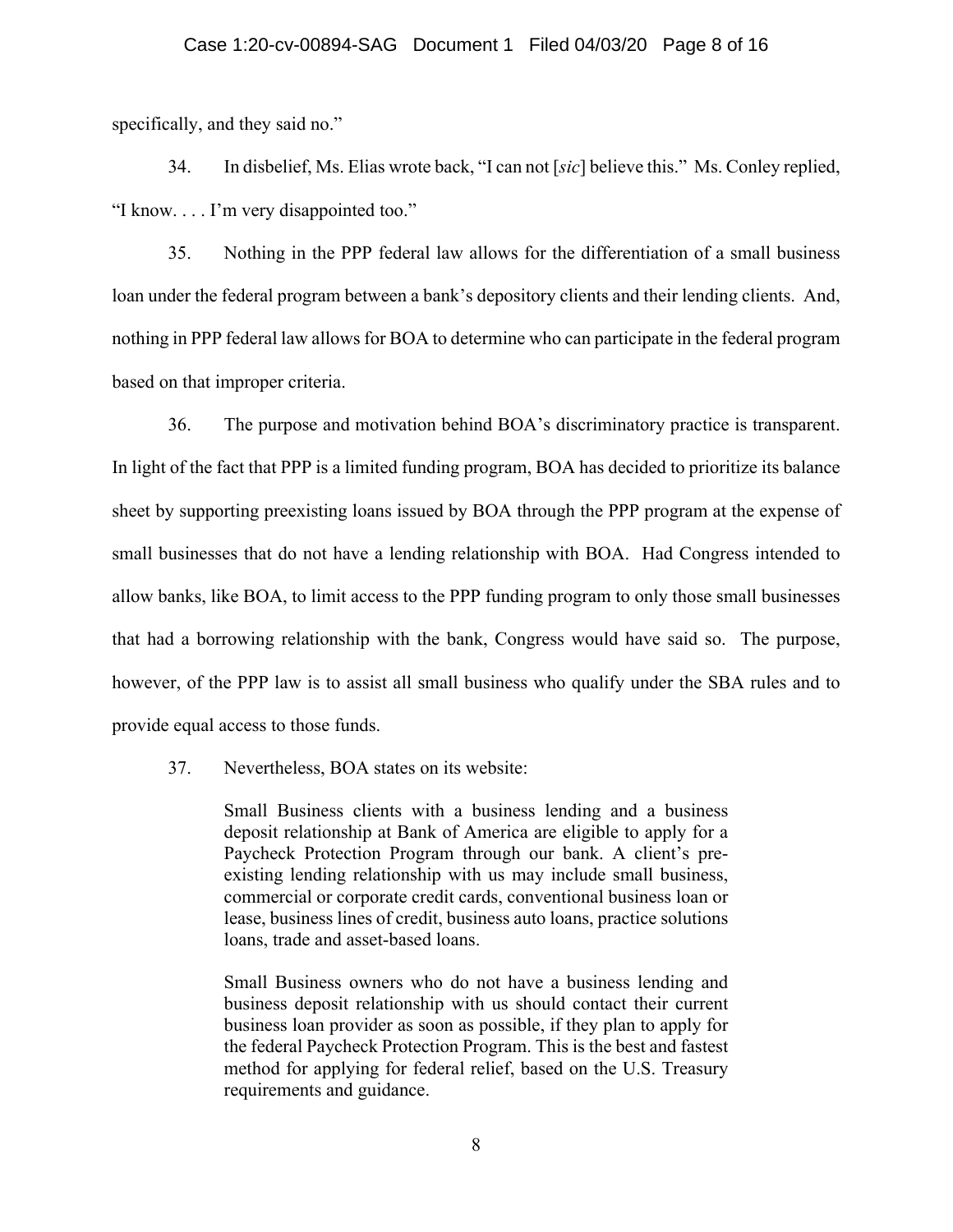specifically, and they said no."

34. In disbelief, Ms. Elias wrote back, "I can not [*sic*] believe this." Ms. Conley replied, "I know. . . . I'm very disappointed too."

35. Nothing in the PPP federal law allows for the differentiation of a small business loan under the federal program between a bank's depository clients and their lending clients. And, nothing in PPP federal law allows for BOA to determine who can participate in the federal program based on that improper criteria.

36. The purpose and motivation behind BOA's discriminatory practice is transparent. In light of the fact that PPP is a limited funding program, BOA has decided to prioritize its balance sheet by supporting preexisting loans issued by BOA through the PPP program at the expense of small businesses that do not have a lending relationship with BOA. Had Congress intended to allow banks, like BOA, to limit access to the PPP funding program to only those small businesses that had a borrowing relationship with the bank, Congress would have said so. The purpose, however, of the PPP law is to assist all small business who qualify under the SBA rules and to provide equal access to those funds.

37. Nevertheless, BOA states on its website:

> Small Business clients with a business lending and a business deposit relationship at Bank of America are eligible to apply for a Paycheck Protection Program through our bank. A client's pre-existing lending relationship with us may include small business, commercial or corporate credit cards, conventional business loan or lease, business lines of credit, business auto loans, practice solutions loans, trade and asset-based loans.
>
> Small Business owners who do not have a business lending and business deposit relationship with us should contact their current business loan provider as soon as possible, if they plan to apply for the federal Paycheck Protection Program. This is the best and fastest method for applying for federal relief, based on the U.S. Treasury requirements and guidance.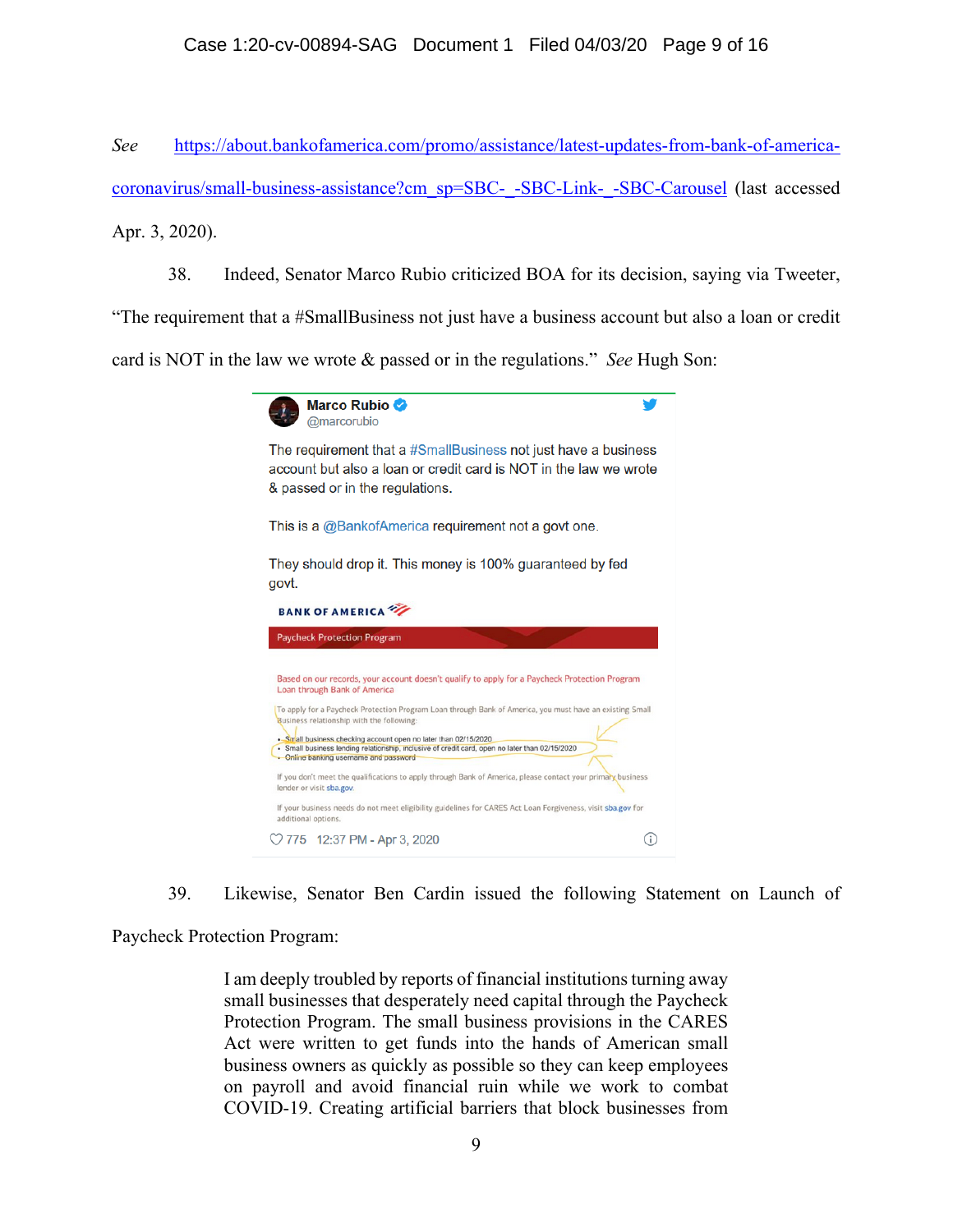*See* https://about.bankofamerica.com/promo/assistance/latest-updates-from-bank-of-america-coronavirus/small-business-assistance?cm_sp=SBC-_-SBC-Link-_-SBC-Carousel (last accessed Apr. 3, 2020).

38. Indeed, Senator Marco Rubio criticized BOA for its decision, saying via Tweeter, "The requirement that a #SmallBusiness not just have a business account but also a loan or credit card is NOT in the law we wrote & passed or in the regulations." *See* Hugh Son:

> **Marco Rubio** @marcorubio
>
> The requirement that a #SmallBusiness not just have a business account but also a loan or credit card is NOT in the law we wrote & passed or in the regulations.
>
> This is a @BankofAmerica requirement not a govt one.
>
> They should drop it. This money is 100% guaranteed by fed govt.
>
> BANK OF AMERICA
>
> Paycheck Protection Program
>
> Based on our records, your account doesn't qualify to apply for a Paycheck Protection Program Loan through Bank of America
>
> To apply for a Paycheck Protection Program Loan through Bank of America, you must have an existing Small Business relationship with the following:
>
> - Small business checking account open no later than 02/15/2020
> - Small business lending relationship, inclusive of credit card, open no later than 02/15/2020
> - Online banking username and password
>
> If you don't meet the qualifications to apply through Bank of America, please contact your primary business lender or visit sba.gov.
>
> If your business needs do not meet eligibility guidelines for CARES Act Loan Forgiveness, visit sba.gov for additional options.
>
> 775 12:37 PM - Apr 3, 2020

39. Likewise, Senator Ben Cardin issued the following Statement on Launch of Paycheck Protection Program:

> I am deeply troubled by reports of financial institutions turning away small businesses that desperately need capital through the Paycheck Protection Program. The small business provisions in the CARES Act were written to get funds into the hands of American small business owners as quickly as possible so they can keep employees on payroll and avoid financial ruin while we work to combat COVID-19. Creating artificial barriers that block businesses from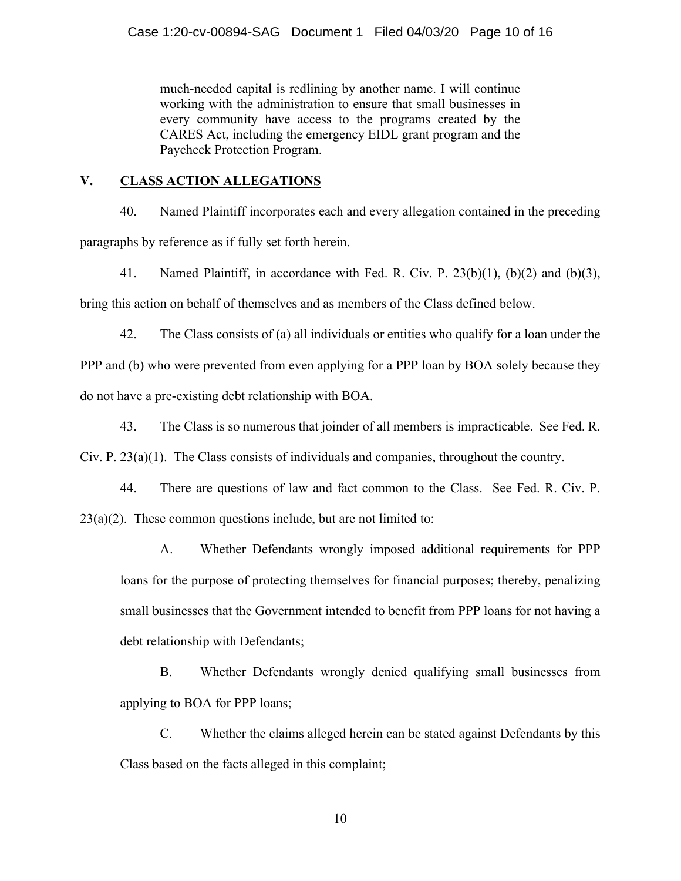> much-needed capital is redlining by another name. I will continue working with the administration to ensure that small businesses in every community have access to the programs created by the CARES Act, including the emergency EIDL grant program and the Paycheck Protection Program.

## V. CLASS ACTION ALLEGATIONS

40. Named Plaintiff incorporates each and every allegation contained in the preceding paragraphs by reference as if fully set forth herein.

41. Named Plaintiff, in accordance with Fed. R. Civ. P. 23(b)(1), (b)(2) and (b)(3), bring this action on behalf of themselves and as members of the Class defined below.

42. The Class consists of (a) all individuals or entities who qualify for a loan under the PPP and (b) who were prevented from even applying for a PPP loan by BOA solely because they do not have a pre-existing debt relationship with BOA.

43. The Class is so numerous that joinder of all members is impracticable. See Fed. R. Civ. P. 23(a)(1). The Class consists of individuals and companies, throughout the country.

44. There are questions of law and fact common to the Class. See Fed. R. Civ. P. 23(a)(2). These common questions include, but are not limited to:

A. Whether Defendants wrongly imposed additional requirements for PPP loans for the purpose of protecting themselves for financial purposes; thereby, penalizing small businesses that the Government intended to benefit from PPP loans for not having a debt relationship with Defendants;

B. Whether Defendants wrongly denied qualifying small businesses from applying to BOA for PPP loans;

C. Whether the claims alleged herein can be stated against Defendants by this Class based on the facts alleged in this complaint;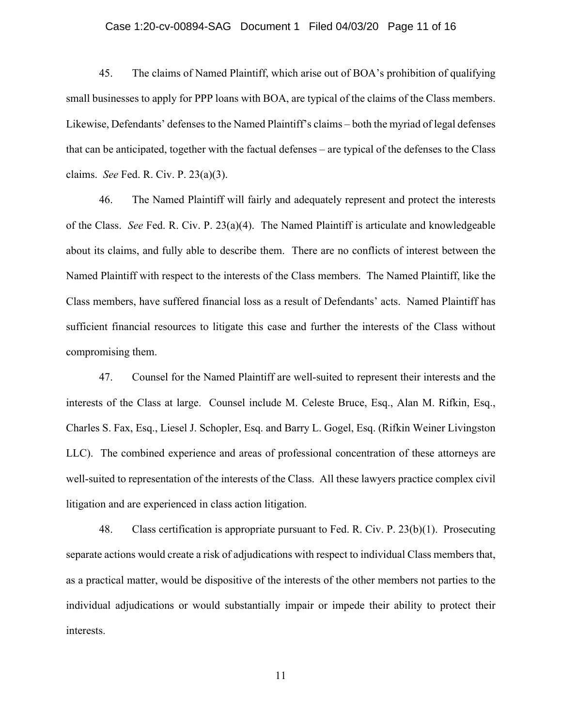45. The claims of Named Plaintiff, which arise out of BOA's prohibition of qualifying small businesses to apply for PPP loans with BOA, are typical of the claims of the Class members. Likewise, Defendants' defenses to the Named Plaintiff's claims – both the myriad of legal defenses that can be anticipated, together with the factual defenses – are typical of the defenses to the Class claims. *See* Fed. R. Civ. P. 23(a)(3).

46. The Named Plaintiff will fairly and adequately represent and protect the interests of the Class. *See* Fed. R. Civ. P. 23(a)(4). The Named Plaintiff is articulate and knowledgeable about its claims, and fully able to describe them. There are no conflicts of interest between the Named Plaintiff with respect to the interests of the Class members. The Named Plaintiff, like the Class members, have suffered financial loss as a result of Defendants' acts. Named Plaintiff has sufficient financial resources to litigate this case and further the interests of the Class without compromising them.

47. Counsel for the Named Plaintiff are well-suited to represent their interests and the interests of the Class at large. Counsel include M. Celeste Bruce, Esq., Alan M. Rifkin, Esq., Charles S. Fax, Esq., Liesel J. Schopler, Esq. and Barry L. Gogel, Esq. (Rifkin Weiner Livingston LLC). The combined experience and areas of professional concentration of these attorneys are well-suited to representation of the interests of the Class. All these lawyers practice complex civil litigation and are experienced in class action litigation.

48. Class certification is appropriate pursuant to Fed. R. Civ. P. 23(b)(1). Prosecuting separate actions would create a risk of adjudications with respect to individual Class members that, as a practical matter, would be dispositive of the interests of the other members not parties to the individual adjudications or would substantially impair or impede their ability to protect their interests.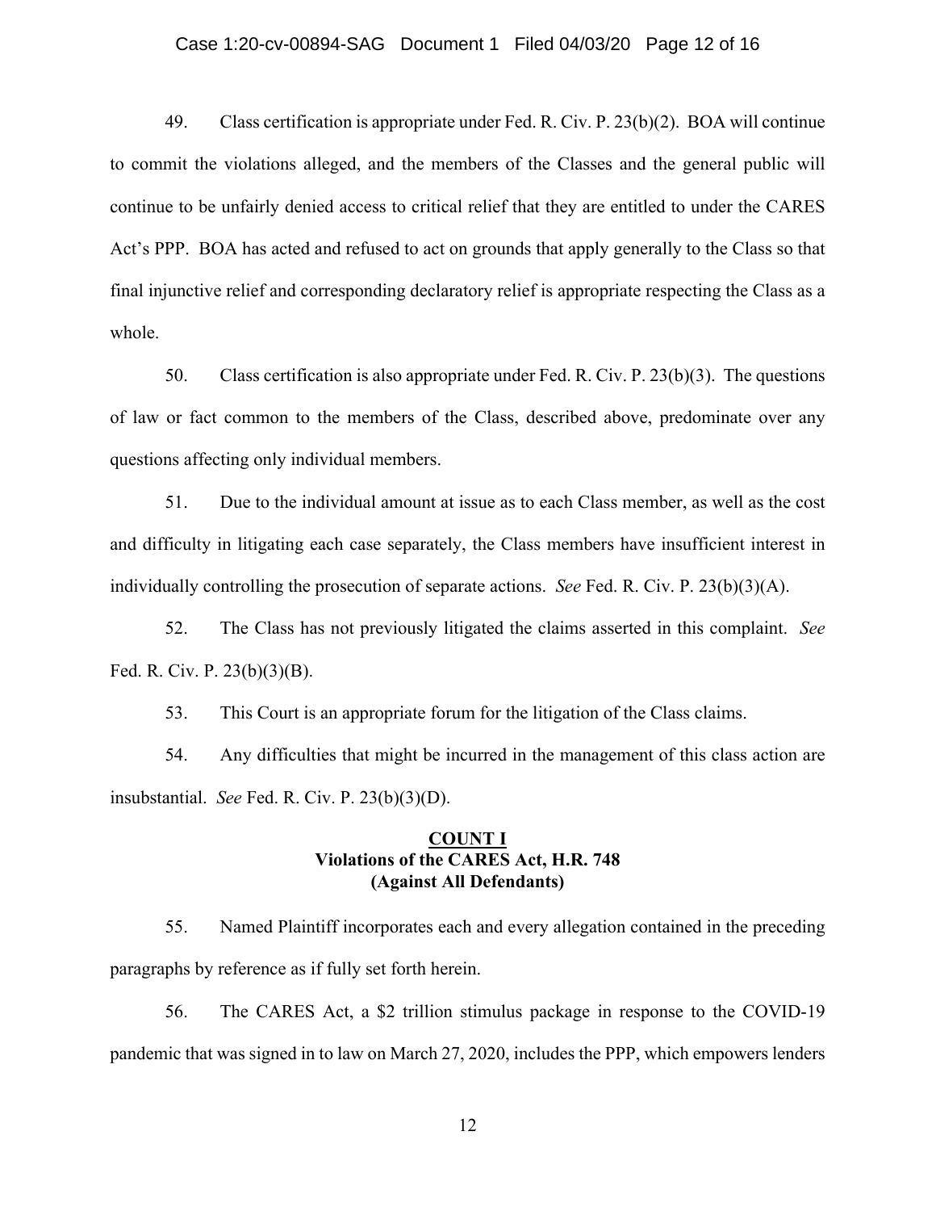49. Class certification is appropriate under Fed. R. Civ. P. 23(b)(2). BOA will continue to commit the violations alleged, and the members of the Classes and the general public will continue to be unfairly denied access to critical relief that they are entitled to under the CARES Act's PPP. BOA has acted and refused to act on grounds that apply generally to the Class so that final injunctive relief and corresponding declaratory relief is appropriate respecting the Class as a whole.

50. Class certification is also appropriate under Fed. R. Civ. P. 23(b)(3). The questions of law or fact common to the members of the Class, described above, predominate over any questions affecting only individual members.

51. Due to the individual amount at issue as to each Class member, as well as the cost and difficulty in litigating each case separately, the Class members have insufficient interest in individually controlling the prosecution of separate actions. *See* Fed. R. Civ. P. 23(b)(3)(A).

52. The Class has not previously litigated the claims asserted in this complaint. *See* Fed. R. Civ. P. 23(b)(3)(B).

53. This Court is an appropriate forum for the litigation of the Class claims.

54. Any difficulties that might be incurred in the management of this class action are insubstantial. *See* Fed. R. Civ. P. 23(b)(3)(D).

**<u>COUNT I</u>**
**Violations of the CARES Act, H.R. 748**
**(Against All Defendants)**

55. Named Plaintiff incorporates each and every allegation contained in the preceding paragraphs by reference as if fully set forth herein.

56. The CARES Act, a $2 trillion stimulus package in response to the COVID-19 pandemic that was signed in to law on March 27, 2020, includes the PPP, which empowers lenders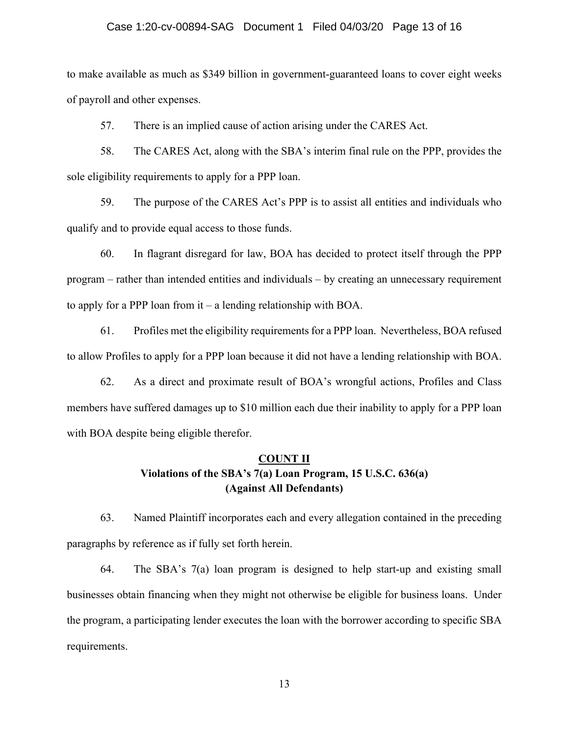to make available as much as $349 billion in government-guaranteed loans to cover eight weeks of payroll and other expenses.

57. There is an implied cause of action arising under the CARES Act.

58. The CARES Act, along with the SBA's interim final rule on the PPP, provides the sole eligibility requirements to apply for a PPP loan.

59. The purpose of the CARES Act's PPP is to assist all entities and individuals who qualify and to provide equal access to those funds.

60. In flagrant disregard for law, BOA has decided to protect itself through the PPP program – rather than intended entities and individuals – by creating an unnecessary requirement to apply for a PPP loan from it – a lending relationship with BOA.

61. Profiles met the eligibility requirements for a PPP loan. Nevertheless, BOA refused to allow Profiles to apply for a PPP loan because it did not have a lending relationship with BOA.

62. As a direct and proximate result of BOA's wrongful actions, Profiles and Class members have suffered damages up to $10 million each due their inability to apply for a PPP loan with BOA despite being eligible therefor.

**COUNT II**
**Violations of the SBA's 7(a) Loan Program, 15 U.S.C. 636(a)**
**(Against All Defendants)**

63. Named Plaintiff incorporates each and every allegation contained in the preceding paragraphs by reference as if fully set forth herein.

64. The SBA's 7(a) loan program is designed to help start-up and existing small businesses obtain financing when they might not otherwise be eligible for business loans. Under the program, a participating lender executes the loan with the borrower according to specific SBA requirements.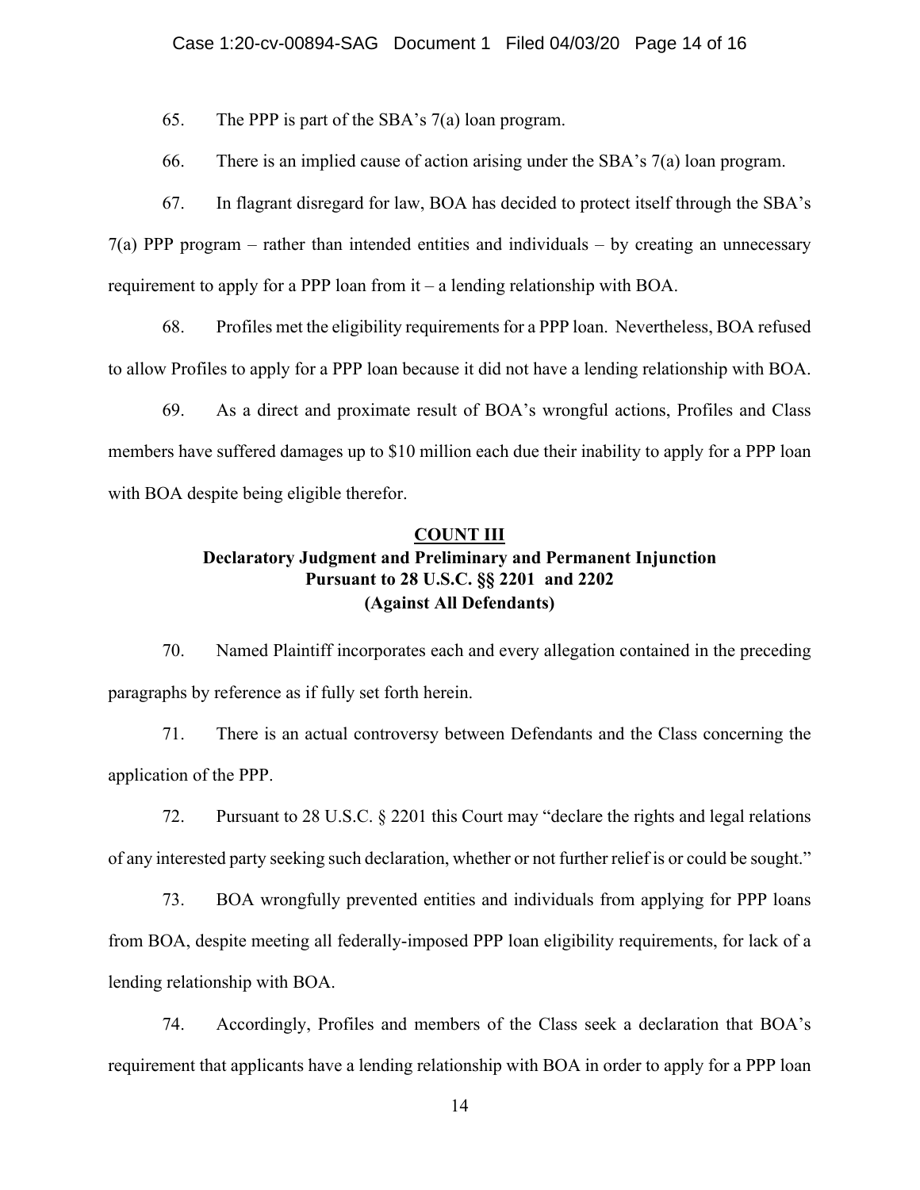65. The PPP is part of the SBA's 7(a) loan program.

66. There is an implied cause of action arising under the SBA's 7(a) loan program.

67. In flagrant disregard for law, BOA has decided to protect itself through the SBA's 7(a) PPP program – rather than intended entities and individuals – by creating an unnecessary requirement to apply for a PPP loan from it – a lending relationship with BOA.

68. Profiles met the eligibility requirements for a PPP loan. Nevertheless, BOA refused to allow Profiles to apply for a PPP loan because it did not have a lending relationship with BOA.

69. As a direct and proximate result of BOA's wrongful actions, Profiles and Class members have suffered damages up to $10 million each due their inability to apply for a PPP loan with BOA despite being eligible therefor.

**COUNT III**
**Declaratory Judgment and Preliminary and Permanent Injunction Pursuant to 28 U.S.C. §§ 2201 and 2202 (Against All Defendants)**

70. Named Plaintiff incorporates each and every allegation contained in the preceding paragraphs by reference as if fully set forth herein.

71. There is an actual controversy between Defendants and the Class concerning the application of the PPP.

72. Pursuant to 28 U.S.C. § 2201 this Court may "declare the rights and legal relations of any interested party seeking such declaration, whether or not further relief is or could be sought."

73. BOA wrongfully prevented entities and individuals from applying for PPP loans from BOA, despite meeting all federally-imposed PPP loan eligibility requirements, for lack of a lending relationship with BOA.

74. Accordingly, Profiles and members of the Class seek a declaration that BOA's requirement that applicants have a lending relationship with BOA in order to apply for a PPP loan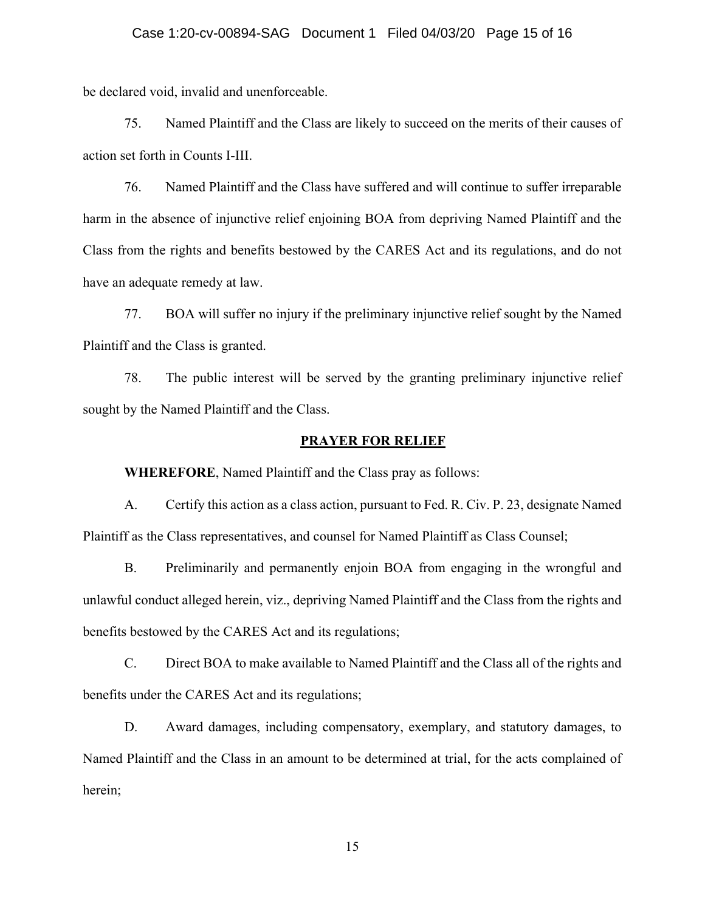be declared void, invalid and unenforceable.

75. Named Plaintiff and the Class are likely to succeed on the merits of their causes of action set forth in Counts I-III.

76. Named Plaintiff and the Class have suffered and will continue to suffer irreparable harm in the absence of injunctive relief enjoining BOA from depriving Named Plaintiff and the Class from the rights and benefits bestowed by the CARES Act and its regulations, and do not have an adequate remedy at law.

77. BOA will suffer no injury if the preliminary injunctive relief sought by the Named Plaintiff and the Class is granted.

78. The public interest will be served by the granting preliminary injunctive relief sought by the Named Plaintiff and the Class.

## PRAYER FOR RELIEF

**WHEREFORE**, Named Plaintiff and the Class pray as follows:

A. Certify this action as a class action, pursuant to Fed. R. Civ. P. 23, designate Named Plaintiff as the Class representatives, and counsel for Named Plaintiff as Class Counsel;

B. Preliminarily and permanently enjoin BOA from engaging in the wrongful and unlawful conduct alleged herein, viz., depriving Named Plaintiff and the Class from the rights and benefits bestowed by the CARES Act and its regulations;

C. Direct BOA to make available to Named Plaintiff and the Class all of the rights and benefits under the CARES Act and its regulations;

D. Award damages, including compensatory, exemplary, and statutory damages, to Named Plaintiff and the Class in an amount to be determined at trial, for the acts complained of herein;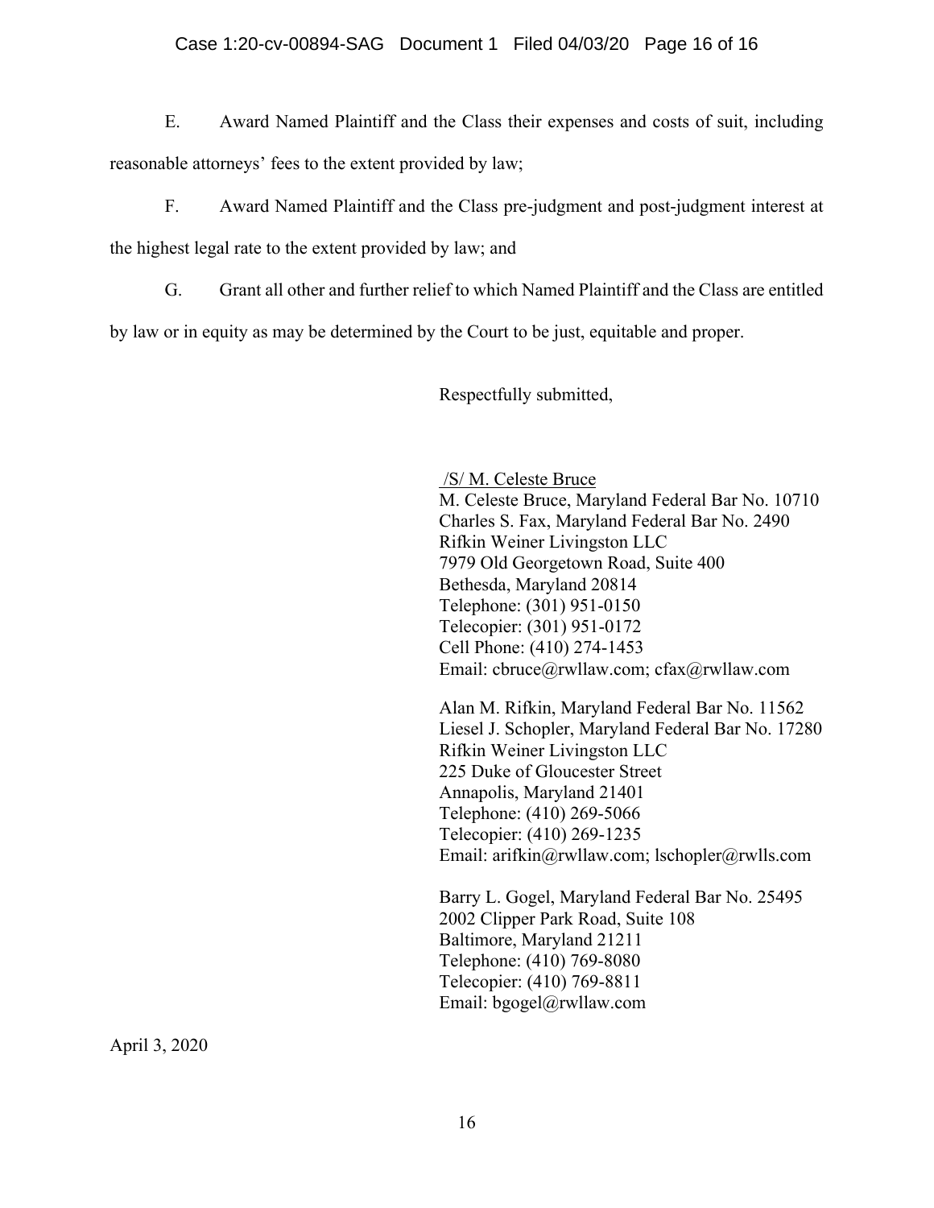E. Award Named Plaintiff and the Class their expenses and costs of suit, including reasonable attorneys' fees to the extent provided by law;

F. Award Named Plaintiff and the Class pre-judgment and post-judgment interest at the highest legal rate to the extent provided by law; and

G. Grant all other and further relief to which Named Plaintiff and the Class are entitled by law or in equity as may be determined by the Court to be just, equitable and proper.

Respectfully submitted,

/S/ M. Celeste Bruce
M. Celeste Bruce, Maryland Federal Bar No. 10710
Charles S. Fax, Maryland Federal Bar No. 2490
Rifkin Weiner Livingston LLC
7979 Old Georgetown Road, Suite 400
Bethesda, Maryland 20814
Telephone: (301) 951-0150
Telecopier: (301) 951-0172
Cell Phone: (410) 274-1453
Email: cbruce@rwllaw.com; cfax@rwllaw.com

Alan M. Rifkin, Maryland Federal Bar No. 11562
Liesel J. Schopler, Maryland Federal Bar No. 17280
Rifkin Weiner Livingston LLC
225 Duke of Gloucester Street
Annapolis, Maryland 21401
Telephone: (410) 269-5066
Telecopier: (410) 269-1235
Email: arifkin@rwllaw.com; lschopler@rwlls.com

Barry L. Gogel, Maryland Federal Bar No. 25495
2002 Clipper Park Road, Suite 108
Baltimore, Maryland 21211
Telephone: (410) 769-8080
Telecopier: (410) 769-8811
Email: bgogel@rwllaw.com

April 3, 2020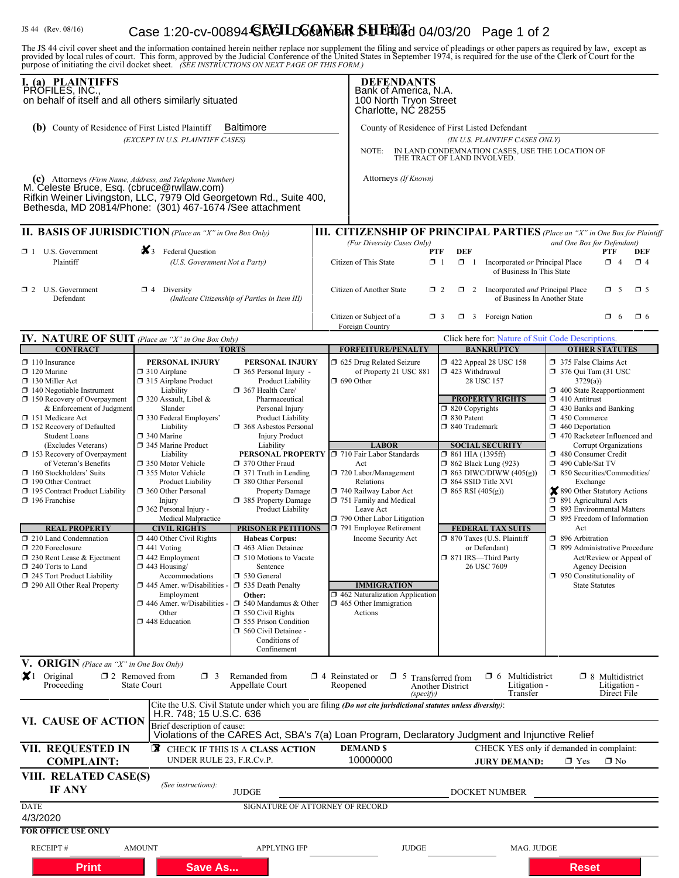JS 44 (Rev. 08/16)

# CIVIL COVER SHEET

Case 1:20-cv-00894-SAG Document 1-1 Filed 04/03/20 Page 1 of 2

The JS 44 civil cover sheet and the information contained herein neither replace nor supplement the filing and service of pleadings or other papers as required by law, except as provided by local rules of court. This form, approved by the Judicial Conference of the United States in September 1974, is required for the use of the Clerk of Court for the purpose of initiating the civil docket sheet. *(SEE INSTRUCTIONS ON NEXT PAGE OF THIS FORM.)*

## I. (a) PLAINTIFFS

PROFILES, INC.,
on behalf of itself and all others similarly situated

## DEFENDANTS

Bank of America, N.A.
100 North Tryon Street
Charlotte, NC 28255

**(b)** County of Residence of First Listed Plaintiff: Baltimore
*(EXCEPT IN U.S. PLAINTIFF CASES)*

County of Residence of First Listed Defendant
*(IN U.S. PLAINTIFF CASES ONLY)*

NOTE: IN LAND CONDEMNATION CASES, USE THE LOCATION OF THE TRACT OF LAND INVOLVED.

**(c)** Attorneys *(Firm Name, Address, and Telephone Number)*
M. Celeste Bruce, Esq. (cbruce@rwllaw.com)
Rifkin Weiner Livingston, LLC, 7979 Old Georgetown Rd., Suite 400,
Bethesda, MD 20814/Phone: (301) 467-1674 /See attachment

Attorneys *(If Known)*

## II. BASIS OF JURISDICTION *(Place an "X" in One Box Only)*

- ☐ 1 U.S. Government Plaintiff
- ☒ 3 Federal Question (U.S. Government Not a Party)
- ☐ 2 U.S. Government Defendant
- ☐ 4 Diversity (Indicate Citizenship of Parties in Item III)

## III. CITIZENSHIP OF PRINCIPAL PARTIES *(Place an "X" in One Box for Plaintiff and One Box for Defendant)* *(For Diversity Cases Only)*

| | PTF | DEF | | PTF | DEF |
|---|---|---|---|---|---|
| Citizen of This State | ☐ 1 | ☐ 1 | Incorporated *or* Principal Place of Business In This State | ☐ 4 | ☐ 4 |
| Citizen of Another State | ☐ 2 | ☐ 2 | Incorporated *and* Principal Place of Business In Another State | ☐ 5 | ☐ 5 |
| Citizen or Subject of a Foreign Country | ☐ 3 | ☐ 3 | Foreign Nation | ☐ 6 | ☐ 6 |

## IV. NATURE OF SUIT *(Place an "X" in One Box Only)*

Click here for: Nature of Suit Code Descriptions.

**CONTRACT**
- ☐ 110 Insurance
- ☐ 120 Marine
- ☐ 130 Miller Act
- ☐ 140 Negotiable Instrument
- ☐ 150 Recovery of Overpayment & Enforcement of Judgment
- ☐ 151 Medicare Act
- ☐ 152 Recovery of Defaulted Student Loans (Excludes Veterans)
- ☐ 153 Recovery of Overpayment of Veteran's Benefits
- ☐ 160 Stockholders' Suits
- ☐ 190 Other Contract
- ☐ 195 Contract Product Liability
- ☐ 196 Franchise

**REAL PROPERTY**
- ☐ 210 Land Condemnation
- ☐ 220 Foreclosure
- ☐ 230 Rent Lease & Ejectment
- ☐ 240 Torts to Land
- ☐ 245 Tort Product Liability
- ☐ 290 All Other Real Property

**TORTS — PERSONAL INJURY**
- ☐ 310 Airplane
- ☐ 315 Airplane Product Liability
- ☐ 320 Assault, Libel & Slander
- ☐ 330 Federal Employers' Liability
- ☐ 340 Marine
- ☐ 345 Marine Product Liability
- ☐ 350 Motor Vehicle
- ☐ 355 Motor Vehicle Product Liability
- ☐ 360 Other Personal Injury
- ☐ 362 Personal Injury - Medical Malpractice

**PERSONAL INJURY**
- ☐ 365 Personal Injury - Product Liability
- ☐ 367 Health Care/ Pharmaceutical Personal Injury Product Liability
- ☐ 368 Asbestos Personal Injury Product Liability

**PERSONAL PROPERTY**
- ☐ 370 Other Fraud
- ☐ 371 Truth in Lending
- ☐ 380 Other Personal Property Damage
- ☐ 385 Property Damage Product Liability

**CIVIL RIGHTS**
- ☐ 440 Other Civil Rights
- ☐ 441 Voting
- ☐ 442 Employment
- ☐ 443 Housing/ Accommodations
- ☐ 445 Amer. w/Disabilities - Employment
- ☐ 446 Amer. w/Disabilities - Other
- ☐ 448 Education

**PRISONER PETITIONS**

Habeas Corpus:
- ☐ 463 Alien Detainee
- ☐ 510 Motions to Vacate Sentence
- ☐ 530 General
- ☐ 535 Death Penalty

Other:
- ☐ 540 Mandamus & Other
- ☐ 550 Civil Rights
- ☐ 555 Prison Condition
- ☐ 560 Civil Detainee - Conditions of Confinement

**FORFEITURE/PENALTY**
- ☐ 625 Drug Related Seizure of Property 21 USC 881
- ☐ 690 Other

**LABOR**
- ☐ 710 Fair Labor Standards Act
- ☐ 720 Labor/Management Relations
- ☐ 740 Railway Labor Act
- ☐ 751 Family and Medical Leave Act
- ☐ 790 Other Labor Litigation
- ☐ 791 Employee Retirement Income Security Act

**IMMIGRATION**
- ☐ 462 Naturalization Application
- ☐ 465 Other Immigration Actions

**BANKRUPTCY**
- ☐ 422 Appeal 28 USC 158
- ☐ 423 Withdrawal 28 USC 157

**PROPERTY RIGHTS**
- ☐ 820 Copyrights
- ☐ 830 Patent
- ☐ 840 Trademark

**SOCIAL SECURITY**
- ☐ 861 HIA (1395ff)
- ☐ 862 Black Lung (923)
- ☐ 863 DIWC/DIWW (405(g))
- ☐ 864 SSID Title XVI
- ☐ 865 RSI (405(g))

**FEDERAL TAX SUITS**
- ☐ 870 Taxes (U.S. Plaintiff or Defendant)
- ☐ 871 IRS—Third Party 26 USC 7609

**OTHER STATUTES**
- ☐ 375 False Claims Act
- ☐ 376 Qui Tam (31 USC 3729(a))
- ☐ 400 State Reapportionment
- ☐ 410 Antitrust
- ☐ 430 Banks and Banking
- ☐ 450 Commerce
- ☐ 460 Deportation
- ☐ 470 Racketeer Influenced and Corrupt Organizations
- ☐ 480 Consumer Credit
- ☐ 490 Cable/Sat TV
- ☐ 850 Securities/Commodities/ Exchange
- ☒ 890 Other Statutory Actions
- ☐ 891 Agricultural Acts
- ☐ 893 Environmental Matters
- ☐ 895 Freedom of Information Act
- ☐ 896 Arbitration
- ☐ 899 Administrative Procedure Act/Review or Appeal of Agency Decision
- ☐ 950 Constitutionality of State Statutes

## V. ORIGIN *(Place an "X" in One Box Only)*

- ☒ 1 Original Proceeding
- ☐ 2 Removed from State Court
- ☐ 3 Remanded from Appellate Court
- ☐ 4 Reinstated or Reopened
- ☐ 5 Transferred from Another District *(specify)*
- ☐ 6 Multidistrict Litigation - Transfer
- ☐ 8 Multidistrict Litigation - Direct File

## VI. CAUSE OF ACTION

Cite the U.S. Civil Statute under which you are filing *(Do not cite jurisdictional statutes unless diversity)*:
H.R. 748; 15 U.S.C. 636

Brief description of cause:
Violations of the CARES Act, SBA's 7(a) Loan Program, Declaratory Judgment and Injunctive Relief

## VII. REQUESTED IN COMPLAINT:

☒ CHECK IF THIS IS A CLASS ACTION UNDER RULE 23, F.R.Cv.P.

DEMAND $ 10000000

CHECK YES only if demanded in complaint:
JURY DEMAND: ☐ Yes ☐ No

## VIII. RELATED CASE(S) IF ANY

*(See instructions):* JUDGE ______ DOCKET NUMBER ______

DATE
4/3/2020

SIGNATURE OF ATTORNEY OF RECORD

**FOR OFFICE USE ONLY**

RECEIPT # ______ AMOUNT ______ APPLYING IFP ______ JUDGE ______ MAG. JUDGE ______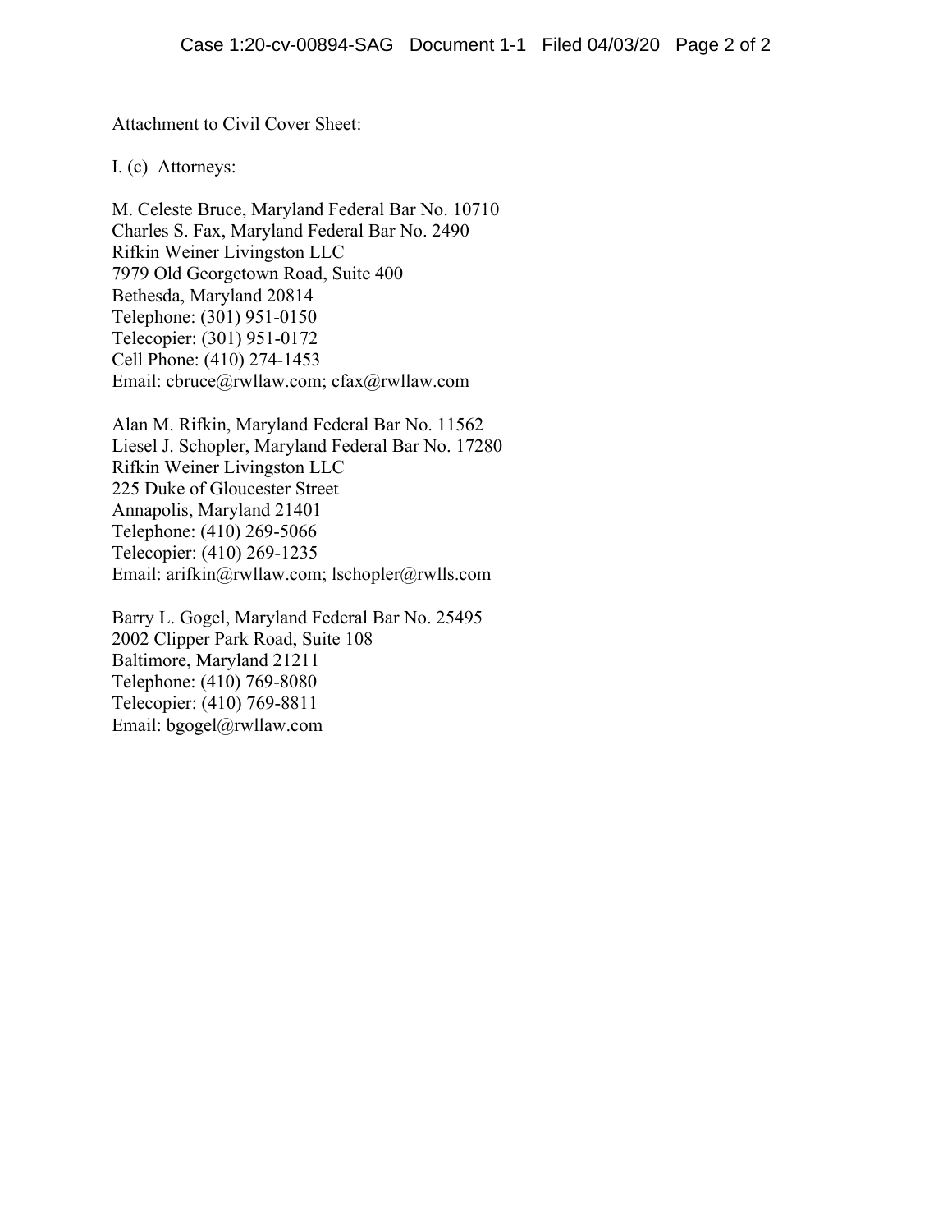Attachment to Civil Cover Sheet:

I. (c) Attorneys:

M. Celeste Bruce, Maryland Federal Bar No. 10710
Charles S. Fax, Maryland Federal Bar No. 2490
Rifkin Weiner Livingston LLC
7979 Old Georgetown Road, Suite 400
Bethesda, Maryland 20814
Telephone: (301) 951-0150
Telecopier: (301) 951-0172
Cell Phone: (410) 274-1453
Email: cbruce@rwllaw.com; cfax@rwllaw.com

Alan M. Rifkin, Maryland Federal Bar No. 11562
Liesel J. Schopler, Maryland Federal Bar No. 17280
Rifkin Weiner Livingston LLC
225 Duke of Gloucester Street
Annapolis, Maryland 21401
Telephone: (410) 269-5066
Telecopier: (410) 269-1235
Email: arifkin@rwllaw.com; lschopler@rwlls.com

Barry L. Gogel, Maryland Federal Bar No. 25495
2002 Clipper Park Road, Suite 108
Baltimore, Maryland 21211
Telephone: (410) 769-8080
Telecopier: (410) 769-8811
Email: bgogel@rwllaw.com